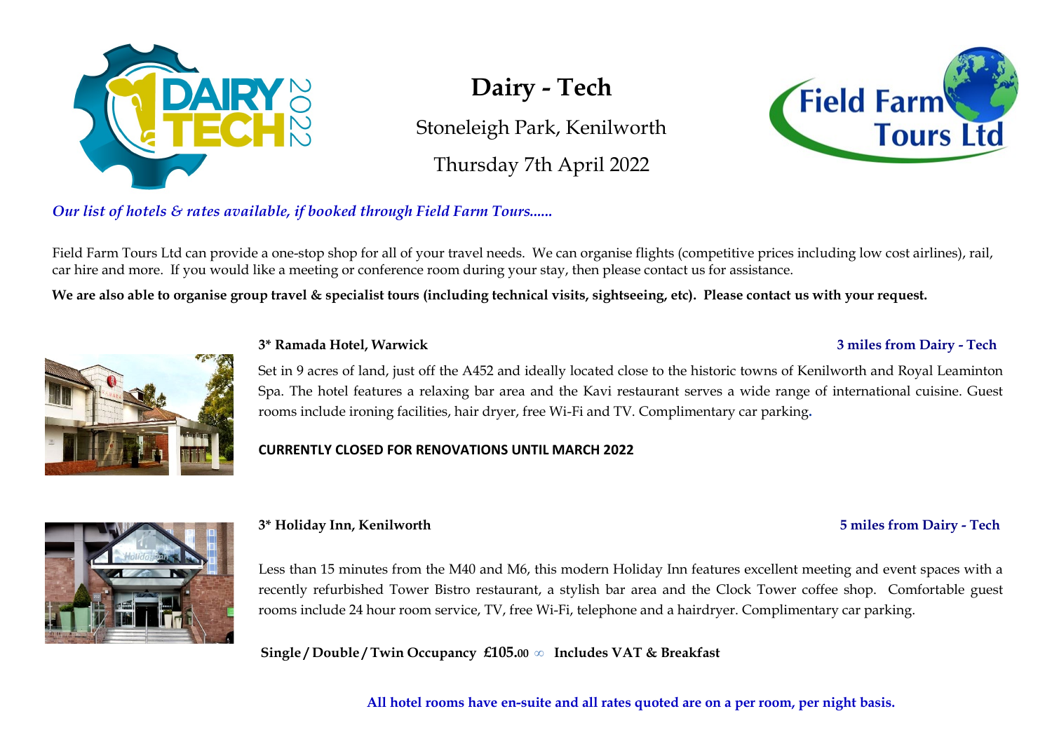# Dairy - Tech

Stoneleigh Park, Kenilworth

Thursday 7th April 2022

*Our list of hotels & rates available, if booked through Field Farm Tours......*

Field Farm Tours Ltd can provide a one-stop shop for all of your travel needs. We can organise flights (competitive prices including low cost airlines), rail, car hire and more. If you would like a meeting or conference room during your stay, then please contact us for assistance.

**We are also able to organise group travel & specialist tours (including technical visits, sightseeing, etc). Please contact us with your request.**

**3\* Ramada Hotel, Warwick** — **3 miles from Dairy - Tech**

Set in 9 acres of land, just off the A452 and ideally located close to the historic towns of Kenilworth and Royal Leamington Spa. The hotel features a relaxing bar area and the Kavi restaurant serves a wide range of international cuisine. Guest rooms include ironing facilities, hair dryer, free Wi-Fi and TV. Complimentary car parking.

**CURRENTLY CLOSED FOR RENOVATIONS UNTIL MARCH 2022**

**3\* Holiday Inn, Kenilworth** — **5 miles from Dairy - Tech**

Less than 15 minutes from the M40 and M6, this modern Holiday Inn features excellent meeting and event spaces with a recently refurbished Tower Bistro restaurant, a stylish bar area and the Clock Tower coffee shop. Comfortable guest rooms include 24 hour room service, TV, free Wi-Fi, telephone and a hairdryer. Complimentary car parking.

**Single / Double / Twin Occupancy £105.00 ∞ Includes VAT & Breakfast**

**All hotel rooms have en-suite and all rates quoted are on a per room, per night basis.**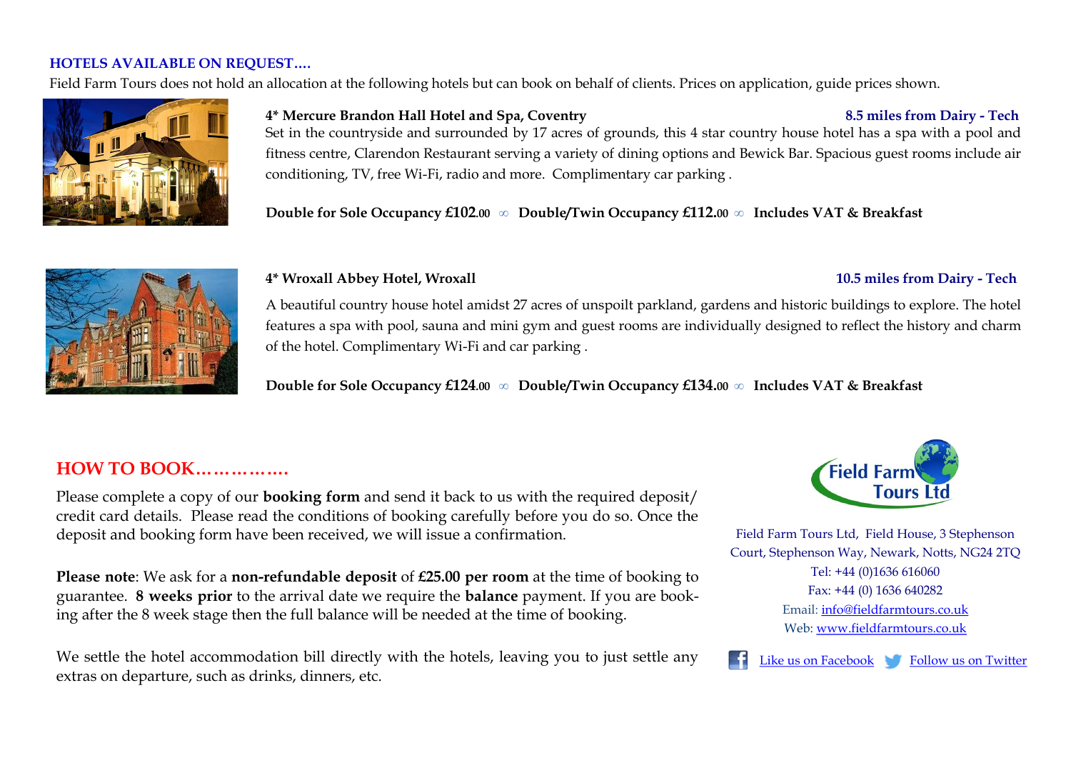## HOTELS AVAILABLE ON REQUEST….

Field Farm Tours does not hold an allocation at the following hotels but can book on behalf of clients. Prices on application, guide prices shown.

**4\* Mercure Brandon Hall Hotel and Spa, Coventry** **8.5 miles from Dairy - Tech**

Set in the countryside and surrounded by 17 acres of grounds, this 4 star country house hotel has a spa with a pool and fitness centre, Clarendon Restaurant serving a variety of dining options and Bewick Bar. Spacious guest rooms include air conditioning, TV, free Wi-Fi, radio and more. Complimentary car parking .

**Double for Sole Occupancy £102.00 ∞ Double/Twin Occupancy £112.00 ∞ Includes VAT & Breakfast**

**4\* Wroxall Abbey Hotel, Wroxall** **10.5 miles from Dairy - Tech**

A beautiful country house hotel amidst 27 acres of unspoilt parkland, gardens and historic buildings to explore. The hotel features a spa with pool, sauna and mini gym and guest rooms are individually designed to reflect the history and charm of the hotel. Complimentary Wi-Fi and car parking .

**Double for Sole Occupancy £124.00 ∞ Double/Twin Occupancy £134.00 ∞ Includes VAT & Breakfast**

## HOW TO BOOK…………….

Please complete a copy of our **booking form** and send it back to us with the required deposit/ credit card details. Please read the conditions of booking carefully before you do so. Once the deposit and booking form have been received, we will issue a confirmation.

**Please note**: We ask for a **non-refundable deposit** of **£25.00 per room** at the time of booking to guarantee. **8 weeks prior** to the arrival date we require the **balance** payment. If you are booking after the 8 week stage then the full balance will be needed at the time of booking.

We settle the hotel accommodation bill directly with the hotels, leaving you to just settle any extras on departure, such as drinks, dinners, etc.

Field Farm Tours Ltd

Field Farm Tours Ltd, Field House, 3 Stephenson Court, Stephenson Way, Newark, Notts, NG24 2TQ
Tel: +44 (0)1636 616060
Fax: +44 (0) 1636 640282
Email: info@fieldfarmtours.co.uk
Web: www.fieldfarmtours.co.uk

Like us on Facebook Follow us on Twitter